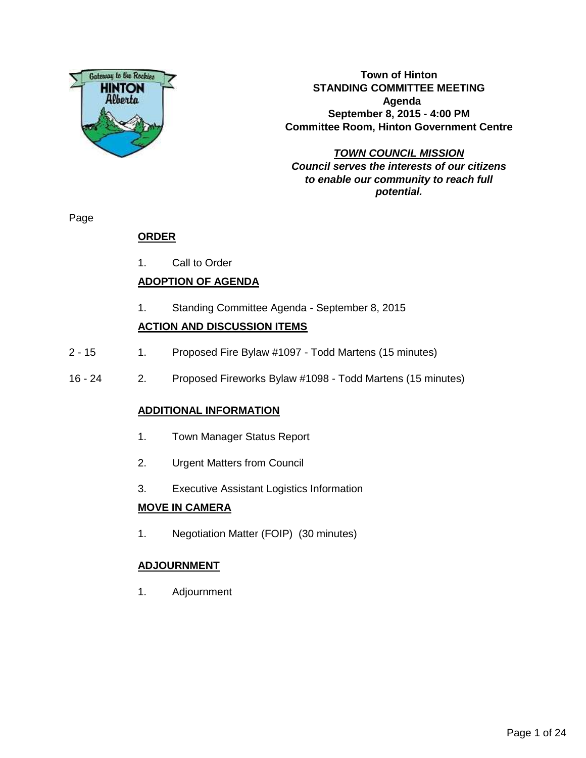**Town of Hinton**
**STANDING COMMITTEE MEETING**
**Agenda**
**September 8, 2015 - 4:00 PM**
**Committee Room, Hinton Government Centre**

***TOWN COUNCIL MISSION***
***Council serves the interests of our citizens to enable our community to reach full potential.***

Page

## ORDER

1. Call to Order

## ADOPTION OF AGENDA

1. Standing Committee Agenda - September 8, 2015

## ACTION AND DISCUSSION ITEMS

| Page | | |
|---|---|---|
| 2 - 15 | 1. | Proposed Fire Bylaw #1097 - Todd Martens (15 minutes) |
| 16 - 24 | 2. | Proposed Fireworks Bylaw #1098 - Todd Martens (15 minutes) |

## ADDITIONAL INFORMATION

1. Town Manager Status Report
2. Urgent Matters from Council
3. Executive Assistant Logistics Information

## MOVE IN CAMERA

1. Negotiation Matter (FOIP) (30 minutes)

## ADJOURNMENT

1. Adjournment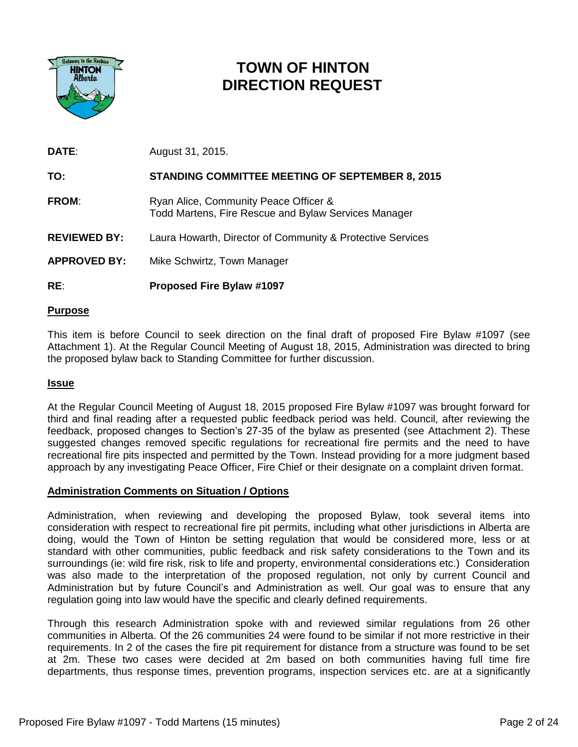# TOWN OF HINTON DIRECTION REQUEST

**DATE**: August 31, 2015.

**TO: STANDING COMMITTEE MEETING OF SEPTEMBER 8, 2015**

**FROM**: Ryan Alice, Community Peace Officer & Todd Martens, Fire Rescue and Bylaw Services Manager

**REVIEWED BY:** Laura Howarth, Director of Community & Protective Services

**APPROVED BY:** Mike Schwirtz, Town Manager

**RE**: **Proposed Fire Bylaw #1097**

## Purpose

This item is before Council to seek direction on the final draft of proposed Fire Bylaw #1097 (see Attachment 1). At the Regular Council Meeting of August 18, 2015, Administration was directed to bring the proposed bylaw back to Standing Committee for further discussion.

## Issue

At the Regular Council Meeting of August 18, 2015 proposed Fire Bylaw #1097 was brought forward for third and final reading after a requested public feedback period was held. Council, after reviewing the feedback, proposed changes to Section's 27-35 of the bylaw as presented (see Attachment 2). These suggested changes removed specific regulations for recreational fire permits and the need to have recreational fire pits inspected and permitted by the Town. Instead providing for a more judgment based approach by any investigating Peace Officer, Fire Chief or their designate on a complaint driven format.

## Administration Comments on Situation / Options

Administration, when reviewing and developing the proposed Bylaw, took several items into consideration with respect to recreational fire pit permits, including what other jurisdictions in Alberta are doing, would the Town of Hinton be setting regulation that would be considered more, less or at standard with other communities, public feedback and risk safety considerations to the Town and its surroundings (ie: wild fire risk, risk to life and property, environmental considerations etc.) Consideration was also made to the interpretation of the proposed regulation, not only by current Council and Administration but by future Council's and Administration as well. Our goal was to ensure that any regulation going into law would have the specific and clearly defined requirements.

Through this research Administration spoke with and reviewed similar regulations from 26 other communities in Alberta. Of the 26 communities 24 were found to be similar if not more restrictive in their requirements. In 2 of the cases the fire pit requirement for distance from a structure was found to be set at 2m. These two cases were decided at 2m based on both communities having full time fire departments, thus response times, prevention programs, inspection services etc. are at a significantly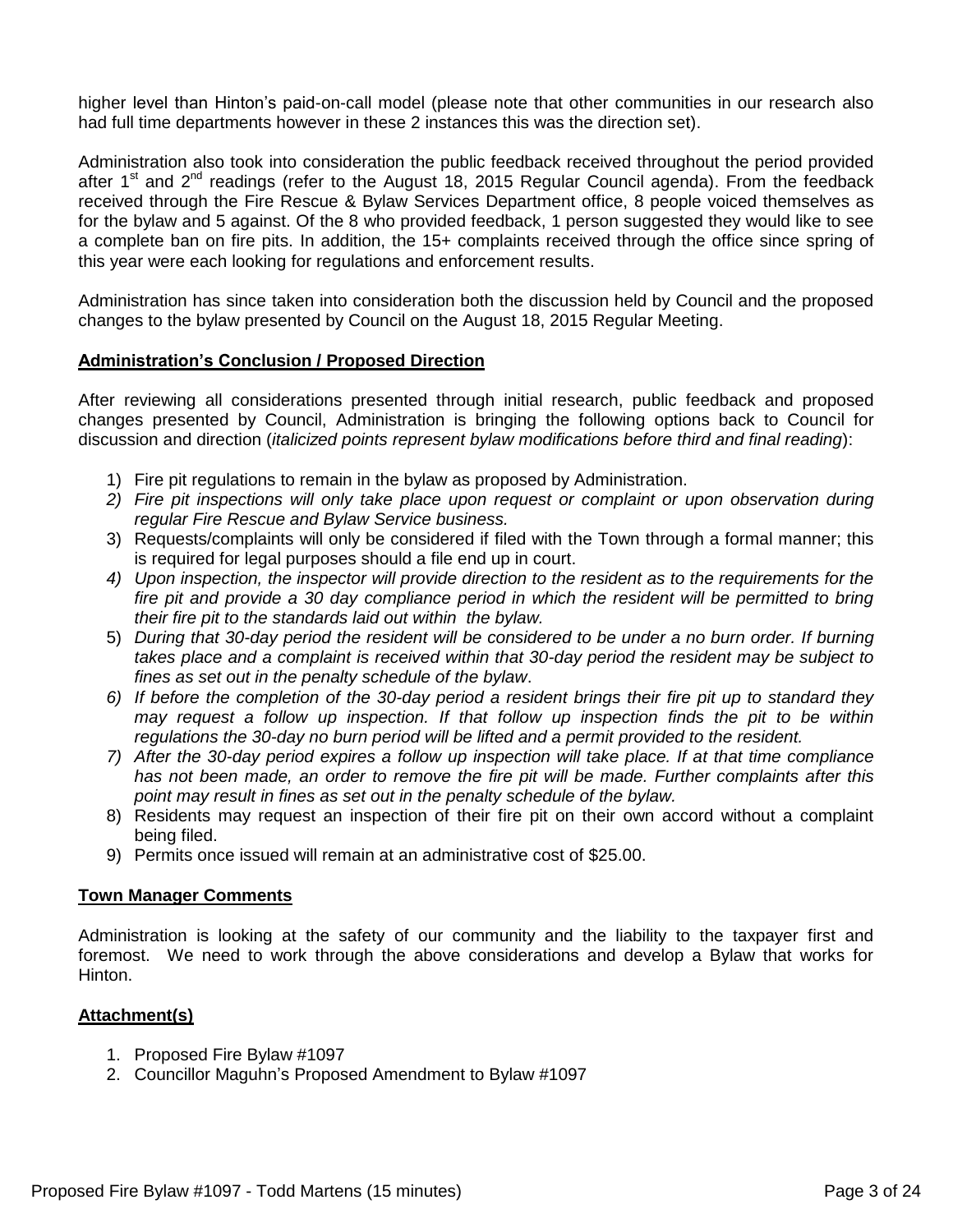higher level than Hinton's paid-on-call model (please note that other communities in our research also had full time departments however in these 2 instances this was the direction set).

Administration also took into consideration the public feedback received throughout the period provided after 1st and 2nd readings (refer to the August 18, 2015 Regular Council agenda). From the feedback received through the Fire Rescue & Bylaw Services Department office, 8 people voiced themselves as for the bylaw and 5 against. Of the 8 who provided feedback, 1 person suggested they would like to see a complete ban on fire pits. In addition, the 15+ complaints received through the office since spring of this year were each looking for regulations and enforcement results.

Administration has since taken into consideration both the discussion held by Council and the proposed changes to the bylaw presented by Council on the August 18, 2015 Regular Meeting.

**Administration's Conclusion / Proposed Direction**

After reviewing all considerations presented through initial research, public feedback and proposed changes presented by Council, Administration is bringing the following options back to Council for discussion and direction (*italicized points represent bylaw modifications before third and final reading*):

1) Fire pit regulations to remain in the bylaw as proposed by Administration.
2) *Fire pit inspections will only take place upon request or complaint or upon observation during regular Fire Rescue and Bylaw Service business.*
3) Requests/complaints will only be considered if filed with the Town through a formal manner; this is required for legal purposes should a file end up in court.
4) *Upon inspection, the inspector will provide direction to the resident as to the requirements for the fire pit and provide a 30 day compliance period in which the resident will be permitted to bring their fire pit to the standards laid out within the bylaw.*
5) *During that 30-day period the resident will be considered to be under a no burn order. If burning takes place and a complaint is received within that 30-day period the resident may be subject to fines as set out in the penalty schedule of the bylaw*.
6) *If before the completion of the 30-day period a resident brings their fire pit up to standard they may request a follow up inspection. If that follow up inspection finds the pit to be within regulations the 30-day no burn period will be lifted and a permit provided to the resident.*
7) *After the 30-day period expires a follow up inspection will take place. If at that time compliance has not been made, an order to remove the fire pit will be made. Further complaints after this point may result in fines as set out in the penalty schedule of the bylaw.*
8) Residents may request an inspection of their fire pit on their own accord without a complaint being filed.
9) Permits once issued will remain at an administrative cost of $25.00.

**Town Manager Comments**

Administration is looking at the safety of our community and the liability to the taxpayer first and foremost. We need to work through the above considerations and develop a Bylaw that works for Hinton.

**Attachment(s)**

1. Proposed Fire Bylaw #1097
2. Councillor Maguhn's Proposed Amendment to Bylaw #1097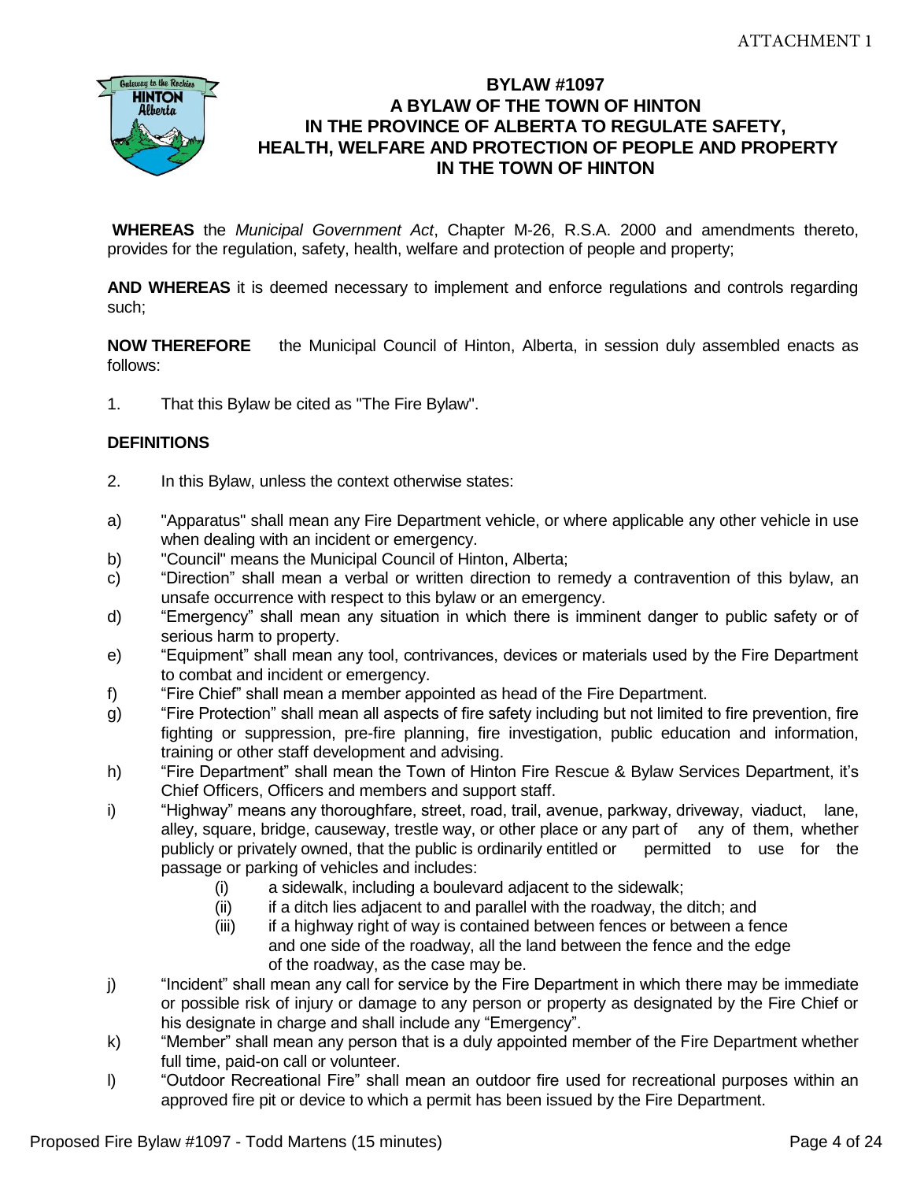# BYLAW #1097
# A BYLAW OF THE TOWN OF HINTON IN THE PROVINCE OF ALBERTA TO REGULATE SAFETY, HEALTH, WELFARE AND PROTECTION OF PEOPLE AND PROPERTY IN THE TOWN OF HINTON

**WHEREAS** the *Municipal Government Act*, Chapter M-26, R.S.A. 2000 and amendments thereto, provides for the regulation, safety, health, welfare and protection of people and property;

**AND WHEREAS** it is deemed necessary to implement and enforce regulations and controls regarding such;

**NOW THEREFORE** the Municipal Council of Hinton, Alberta, in session duly assembled enacts as follows:

1. That this Bylaw be cited as "The Fire Bylaw".

## DEFINITIONS

2. In this Bylaw, unless the context otherwise states:

a) "Apparatus" shall mean any Fire Department vehicle, or where applicable any other vehicle in use when dealing with an incident or emergency.

b) "Council" means the Municipal Council of Hinton, Alberta;

c) "Direction" shall mean a verbal or written direction to remedy a contravention of this bylaw, an unsafe occurrence with respect to this bylaw or an emergency.

d) "Emergency" shall mean any situation in which there is imminent danger to public safety or of serious harm to property.

e) "Equipment" shall mean any tool, contrivances, devices or materials used by the Fire Department to combat and incident or emergency.

f) "Fire Chief" shall mean a member appointed as head of the Fire Department.

g) "Fire Protection" shall mean all aspects of fire safety including but not limited to fire prevention, fire fighting or suppression, pre-fire planning, fire investigation, public education and information, training or other staff development and advising.

h) "Fire Department" shall mean the Town of Hinton Fire Rescue & Bylaw Services Department, it's Chief Officers, Officers and members and support staff.

i) "Highway" means any thoroughfare, street, road, trail, avenue, parkway, driveway, viaduct, lane, alley, square, bridge, causeway, trestle way, or other place or any part of any of them, whether publicly or privately owned, that the public is ordinarily entitled or permitted to use for the passage or parking of vehicles and includes:
   - (i) a sidewalk, including a boulevard adjacent to the sidewalk;
   - (ii) if a ditch lies adjacent to and parallel with the roadway, the ditch; and
   - (iii) if a highway right of way is contained between fences or between a fence and one side of the roadway, all the land between the fence and the edge of the roadway, as the case may be.

j) "Incident" shall mean any call for service by the Fire Department in which there may be immediate or possible risk of injury or damage to any person or property as designated by the Fire Chief or his designate in charge and shall include any "Emergency".

k) "Member" shall mean any person that is a duly appointed member of the Fire Department whether full time, paid-on call or volunteer.

l) "Outdoor Recreational Fire" shall mean an outdoor fire used for recreational purposes within an approved fire pit or device to which a permit has been issued by the Fire Department.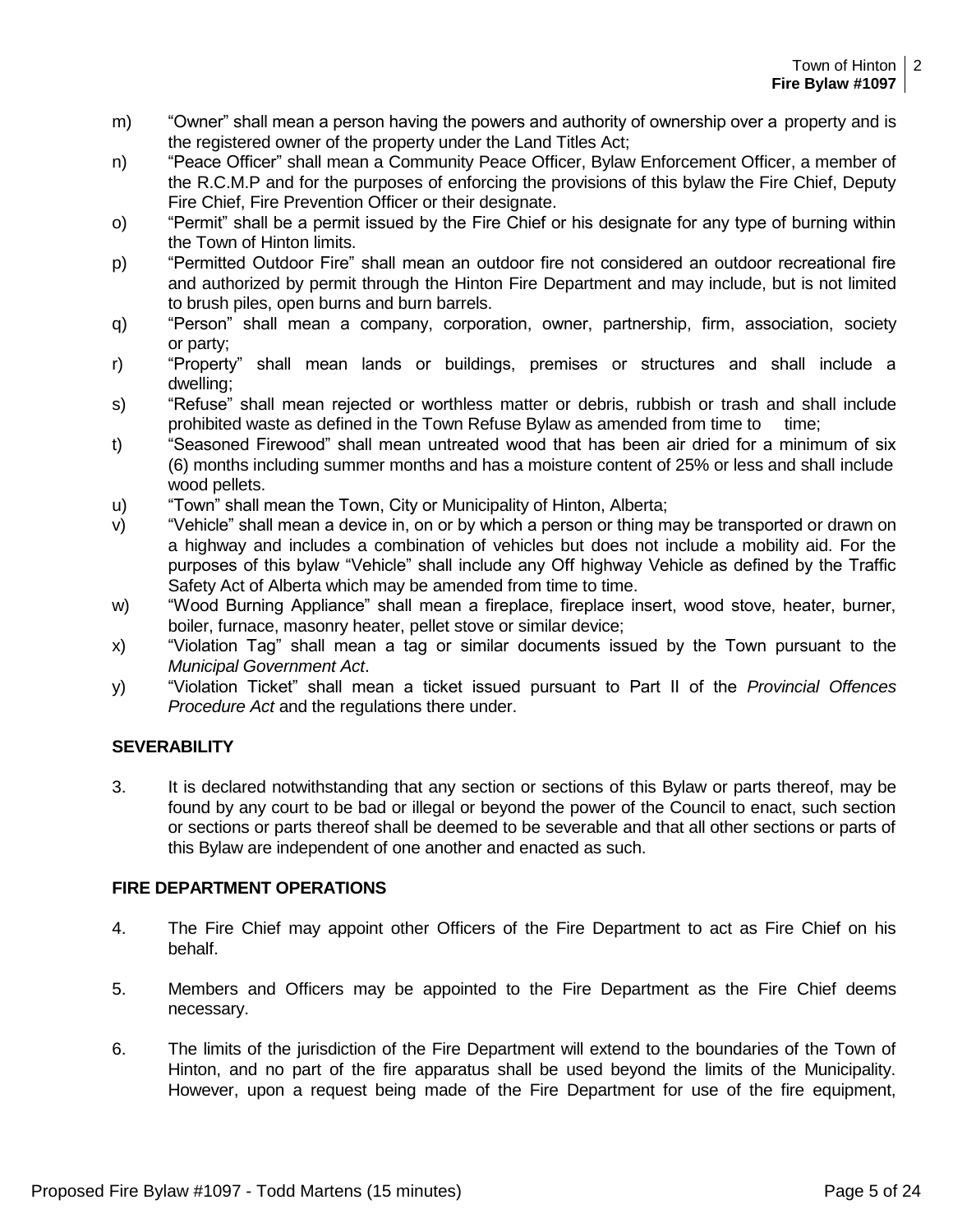m) "Owner" shall mean a person having the powers and authority of ownership over a property and is the registered owner of the property under the Land Titles Act;

n) "Peace Officer" shall mean a Community Peace Officer, Bylaw Enforcement Officer, a member of the R.C.M.P and for the purposes of enforcing the provisions of this bylaw the Fire Chief, Deputy Fire Chief, Fire Prevention Officer or their designate.

o) "Permit" shall be a permit issued by the Fire Chief or his designate for any type of burning within the Town of Hinton limits.

p) "Permitted Outdoor Fire" shall mean an outdoor fire not considered an outdoor recreational fire and authorized by permit through the Hinton Fire Department and may include, but is not limited to brush piles, open burns and burn barrels.

q) "Person" shall mean a company, corporation, owner, partnership, firm, association, society or party;

r) "Property" shall mean lands or buildings, premises or structures and shall include a dwelling;

s) "Refuse" shall mean rejected or worthless matter or debris, rubbish or trash and shall include prohibited waste as defined in the Town Refuse Bylaw as amended from time to time;

t) "Seasoned Firewood" shall mean untreated wood that has been air dried for a minimum of six (6) months including summer months and has a moisture content of 25% or less and shall include wood pellets.

u) "Town" shall mean the Town, City or Municipality of Hinton, Alberta;

v) "Vehicle" shall mean a device in, on or by which a person or thing may be transported or drawn on a highway and includes a combination of vehicles but does not include a mobility aid. For the purposes of this bylaw "Vehicle" shall include any Off highway Vehicle as defined by the Traffic Safety Act of Alberta which may be amended from time to time.

w) "Wood Burning Appliance" shall mean a fireplace, fireplace insert, wood stove, heater, burner, boiler, furnace, masonry heater, pellet stove or similar device;

x) "Violation Tag" shall mean a tag or similar documents issued by the Town pursuant to the *Municipal Government Act*.

y) "Violation Ticket" shall mean a ticket issued pursuant to Part II of the *Provincial Offences Procedure Act* and the regulations there under.

**SEVERABILITY**

3. It is declared notwithstanding that any section or sections of this Bylaw or parts thereof, may be found by any court to be bad or illegal or beyond the power of the Council to enact, such section or sections or parts thereof shall be deemed to be severable and that all other sections or parts of this Bylaw are independent of one another and enacted as such.

**FIRE DEPARTMENT OPERATIONS**

4. The Fire Chief may appoint other Officers of the Fire Department to act as Fire Chief on his behalf.

5. Members and Officers may be appointed to the Fire Department as the Fire Chief deems necessary.

6. The limits of the jurisdiction of the Fire Department will extend to the boundaries of the Town of Hinton, and no part of the fire apparatus shall be used beyond the limits of the Municipality. However, upon a request being made of the Fire Department for use of the fire equipment,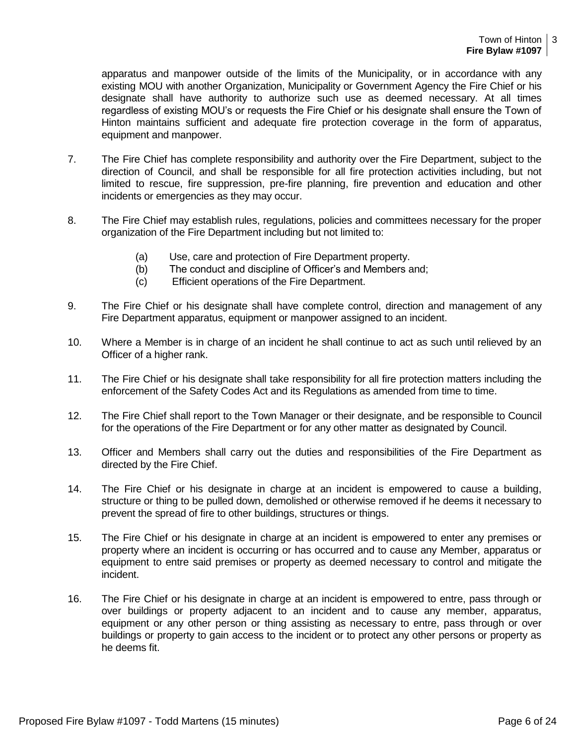apparatus and manpower outside of the limits of the Municipality, or in accordance with any existing MOU with another Organization, Municipality or Government Agency the Fire Chief or his designate shall have authority to authorize such use as deemed necessary. At all times regardless of existing MOU's or requests the Fire Chief or his designate shall ensure the Town of Hinton maintains sufficient and adequate fire protection coverage in the form of apparatus, equipment and manpower.

7. The Fire Chief has complete responsibility and authority over the Fire Department, subject to the direction of Council, and shall be responsible for all fire protection activities including, but not limited to rescue, fire suppression, pre-fire planning, fire prevention and education and other incidents or emergencies as they may occur.

8. The Fire Chief may establish rules, regulations, policies and committees necessary for the proper organization of the Fire Department including but not limited to:

   (a) Use, care and protection of Fire Department property.
   (b) The conduct and discipline of Officer's and Members and;
   (c) Efficient operations of the Fire Department.

9. The Fire Chief or his designate shall have complete control, direction and management of any Fire Department apparatus, equipment or manpower assigned to an incident.

10. Where a Member is in charge of an incident he shall continue to act as such until relieved by an Officer of a higher rank.

11. The Fire Chief or his designate shall take responsibility for all fire protection matters including the enforcement of the Safety Codes Act and its Regulations as amended from time to time.

12. The Fire Chief shall report to the Town Manager or their designate, and be responsible to Council for the operations of the Fire Department or for any other matter as designated by Council.

13. Officer and Members shall carry out the duties and responsibilities of the Fire Department as directed by the Fire Chief.

14. The Fire Chief or his designate in charge at an incident is empowered to cause a building, structure or thing to be pulled down, demolished or otherwise removed if he deems it necessary to prevent the spread of fire to other buildings, structures or things.

15. The Fire Chief or his designate in charge at an incident is empowered to enter any premises or property where an incident is occurring or has occurred and to cause any Member, apparatus or equipment to entre said premises or property as deemed necessary to control and mitigate the incident.

16. The Fire Chief or his designate in charge at an incident is empowered to entre, pass through or over buildings or property adjacent to an incident and to cause any member, apparatus, equipment or any other person or thing assisting as necessary to entre, pass through or over buildings or property to gain access to the incident or to protect any other persons or property as he deems fit.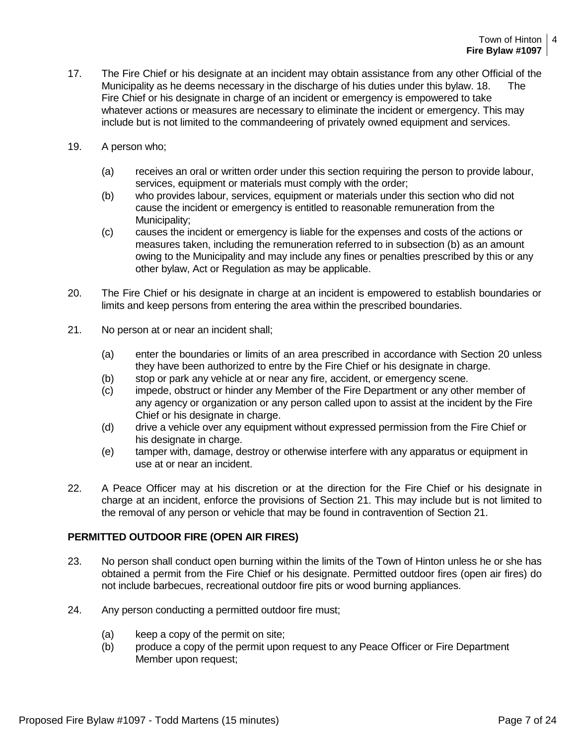17. The Fire Chief or his designate at an incident may obtain assistance from any other Official of the Municipality as he deems necessary in the discharge of his duties under this bylaw. 18. The Fire Chief or his designate in charge of an incident or emergency is empowered to take whatever actions or measures are necessary to eliminate the incident or emergency. This may include but is not limited to the commandeering of privately owned equipment and services.

19. A person who;

    (a) receives an oral or written order under this section requiring the person to provide labour, services, equipment or materials must comply with the order;
    (b) who provides labour, services, equipment or materials under this section who did not cause the incident or emergency is entitled to reasonable remuneration from the Municipality;
    (c) causes the incident or emergency is liable for the expenses and costs of the actions or measures taken, including the remuneration referred to in subsection (b) as an amount owing to the Municipality and may include any fines or penalties prescribed by this or any other bylaw, Act or Regulation as may be applicable.

20. The Fire Chief or his designate in charge at an incident is empowered to establish boundaries or limits and keep persons from entering the area within the prescribed boundaries.

21. No person at or near an incident shall;

    (a) enter the boundaries or limits of an area prescribed in accordance with Section 20 unless they have been authorized to entre by the Fire Chief or his designate in charge.
    (b) stop or park any vehicle at or near any fire, accident, or emergency scene.
    (c) impede, obstruct or hinder any Member of the Fire Department or any other member of any agency or organization or any person called upon to assist at the incident by the Fire Chief or his designate in charge.
    (d) drive a vehicle over any equipment without expressed permission from the Fire Chief or his designate in charge.
    (e) tamper with, damage, destroy or otherwise interfere with any apparatus or equipment in use at or near an incident.

22. A Peace Officer may at his discretion or at the direction for the Fire Chief or his designate in charge at an incident, enforce the provisions of Section 21. This may include but is not limited to the removal of any person or vehicle that may be found in contravention of Section 21.

**PERMITTED OUTDOOR FIRE (OPEN AIR FIRES)**

23. No person shall conduct open burning within the limits of the Town of Hinton unless he or she has obtained a permit from the Fire Chief or his designate. Permitted outdoor fires (open air fires) do not include barbecues, recreational outdoor fire pits or wood burning appliances.

24. Any person conducting a permitted outdoor fire must;

    (a) keep a copy of the permit on site;
    (b) produce a copy of the permit upon request to any Peace Officer or Fire Department Member upon request;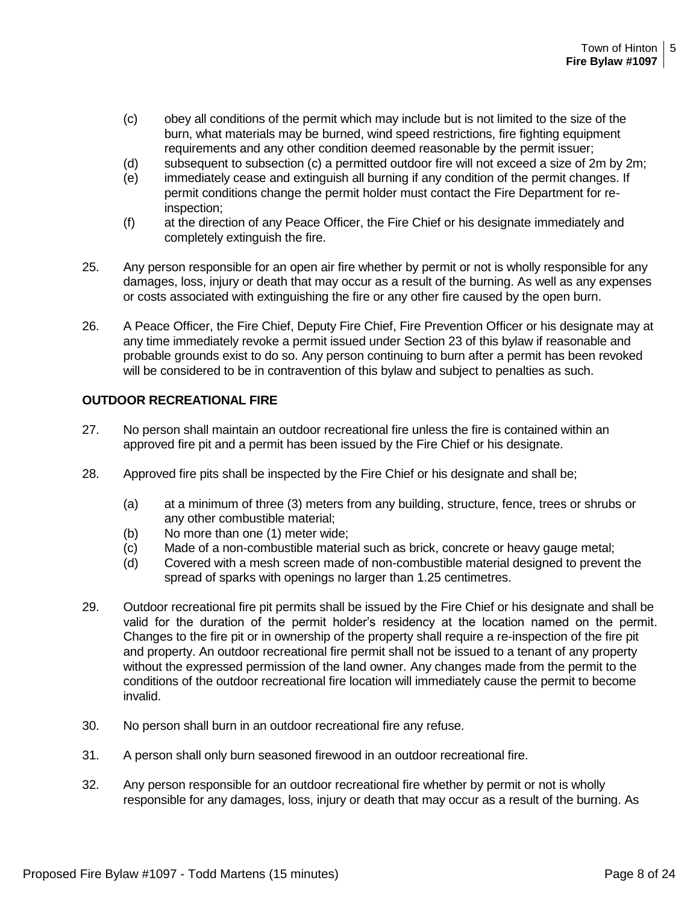(c) obey all conditions of the permit which may include but is not limited to the size of the burn, what materials may be burned, wind speed restrictions, fire fighting equipment requirements and any other condition deemed reasonable by the permit issuer;

(d) subsequent to subsection (c) a permitted outdoor fire will not exceed a size of 2m by 2m;

(e) immediately cease and extinguish all burning if any condition of the permit changes. If permit conditions change the permit holder must contact the Fire Department for re-inspection;

(f) at the direction of any Peace Officer, the Fire Chief or his designate immediately and completely extinguish the fire.

25. Any person responsible for an open air fire whether by permit or not is wholly responsible for any damages, loss, injury or death that may occur as a result of the burning. As well as any expenses or costs associated with extinguishing the fire or any other fire caused by the open burn.

26. A Peace Officer, the Fire Chief, Deputy Fire Chief, Fire Prevention Officer or his designate may at any time immediately revoke a permit issued under Section 23 of this bylaw if reasonable and probable grounds exist to do so. Any person continuing to burn after a permit has been revoked will be considered to be in contravention of this bylaw and subject to penalties as such.

**OUTDOOR RECREATIONAL FIRE**

27. No person shall maintain an outdoor recreational fire unless the fire is contained within an approved fire pit and a permit has been issued by the Fire Chief or his designate.

28. Approved fire pits shall be inspected by the Fire Chief or his designate and shall be;

(a) at a minimum of three (3) meters from any building, structure, fence, trees or shrubs or any other combustible material;

(b) No more than one (1) meter wide;

(c) Made of a non-combustible material such as brick, concrete or heavy gauge metal;

(d) Covered with a mesh screen made of non-combustible material designed to prevent the spread of sparks with openings no larger than 1.25 centimetres.

29. Outdoor recreational fire pit permits shall be issued by the Fire Chief or his designate and shall be valid for the duration of the permit holder's residency at the location named on the permit. Changes to the fire pit or in ownership of the property shall require a re-inspection of the fire pit and property. An outdoor recreational fire permit shall not be issued to a tenant of any property without the expressed permission of the land owner. Any changes made from the permit to the conditions of the outdoor recreational fire location will immediately cause the permit to become invalid.

30. No person shall burn in an outdoor recreational fire any refuse.

31. A person shall only burn seasoned firewood in an outdoor recreational fire.

32. Any person responsible for an outdoor recreational fire whether by permit or not is wholly responsible for any damages, loss, injury or death that may occur as a result of the burning. As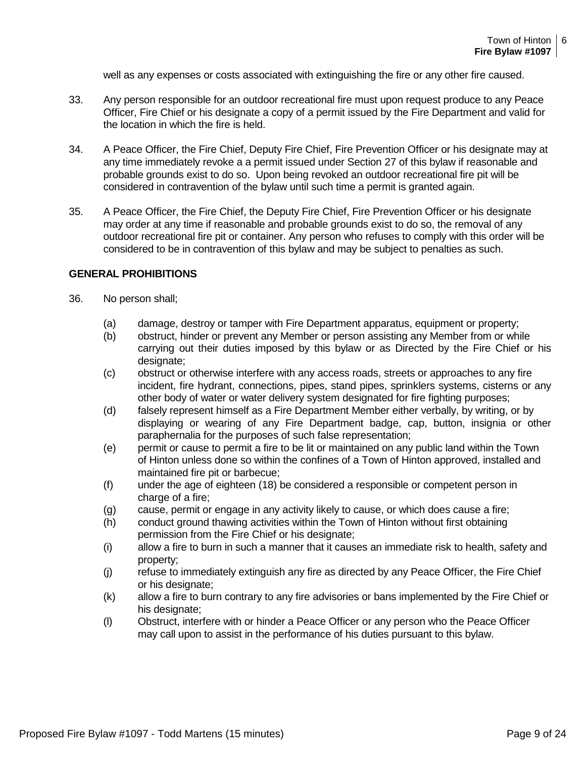well as any expenses or costs associated with extinguishing the fire or any other fire caused.

33. Any person responsible for an outdoor recreational fire must upon request produce to any Peace Officer, Fire Chief or his designate a copy of a permit issued by the Fire Department and valid for the location in which the fire is held.

34. A Peace Officer, the Fire Chief, Deputy Fire Chief, Fire Prevention Officer or his designate may at any time immediately revoke a a permit issued under Section 27 of this bylaw if reasonable and probable grounds exist to do so. Upon being revoked an outdoor recreational fire pit will be considered in contravention of the bylaw until such time a permit is granted again.

35. A Peace Officer, the Fire Chief, the Deputy Fire Chief, Fire Prevention Officer or his designate may order at any time if reasonable and probable grounds exist to do so, the removal of any outdoor recreational fire pit or container. Any person who refuses to comply with this order will be considered to be in contravention of this bylaw and may be subject to penalties as such.

**GENERAL PROHIBITIONS**

36. No person shall;

    (a) damage, destroy or tamper with Fire Department apparatus, equipment or property;
    (b) obstruct, hinder or prevent any Member or person assisting any Member from or while carrying out their duties imposed by this bylaw or as Directed by the Fire Chief or his designate;
    (c) obstruct or otherwise interfere with any access roads, streets or approaches to any fire incident, fire hydrant, connections, pipes, stand pipes, sprinklers systems, cisterns or any other body of water or water delivery system designated for fire fighting purposes;
    (d) falsely represent himself as a Fire Department Member either verbally, by writing, or by displaying or wearing of any Fire Department badge, cap, button, insignia or other paraphernalia for the purposes of such false representation;
    (e) permit or cause to permit a fire to be lit or maintained on any public land within the Town of Hinton unless done so within the confines of a Town of Hinton approved, installed and maintained fire pit or barbecue;
    (f) under the age of eighteen (18) be considered a responsible or competent person in charge of a fire;
    (g) cause, permit or engage in any activity likely to cause, or which does cause a fire;
    (h) conduct ground thawing activities within the Town of Hinton without first obtaining permission from the Fire Chief or his designate;
    (i) allow a fire to burn in such a manner that it causes an immediate risk to health, safety and property;
    (j) refuse to immediately extinguish any fire as directed by any Peace Officer, the Fire Chief or his designate;
    (k) allow a fire to burn contrary to any fire advisories or bans implemented by the Fire Chief or his designate;
    (l) Obstruct, interfere with or hinder a Peace Officer or any person who the Peace Officer may call upon to assist in the performance of his duties pursuant to this bylaw.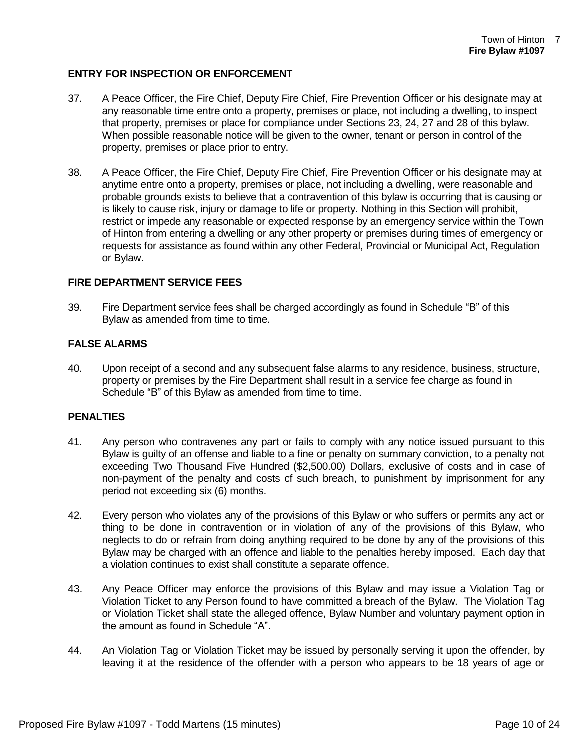## ENTRY FOR INSPECTION OR ENFORCEMENT

37. A Peace Officer, the Fire Chief, Deputy Fire Chief, Fire Prevention Officer or his designate may at any reasonable time entre onto a property, premises or place, not including a dwelling, to inspect that property, premises or place for compliance under Sections 23, 24, 27 and 28 of this bylaw. When possible reasonable notice will be given to the owner, tenant or person in control of the property, premises or place prior to entry.

38. A Peace Officer, the Fire Chief, Deputy Fire Chief, Fire Prevention Officer or his designate may at anytime entre onto a property, premises or place, not including a dwelling, were reasonable and probable grounds exists to believe that a contravention of this bylaw is occurring that is causing or is likely to cause risk, injury or damage to life or property. Nothing in this Section will prohibit, restrict or impede any reasonable or expected response by an emergency service within the Town of Hinton from entering a dwelling or any other property or premises during times of emergency or requests for assistance as found within any other Federal, Provincial or Municipal Act, Regulation or Bylaw.

## FIRE DEPARTMENT SERVICE FEES

39. Fire Department service fees shall be charged accordingly as found in Schedule "B" of this Bylaw as amended from time to time.

## FALSE ALARMS

40. Upon receipt of a second and any subsequent false alarms to any residence, business, structure, property or premises by the Fire Department shall result in a service fee charge as found in Schedule "B" of this Bylaw as amended from time to time.

## PENALTIES

41. Any person who contravenes any part or fails to comply with any notice issued pursuant to this Bylaw is guilty of an offense and liable to a fine or penalty on summary conviction, to a penalty not exceeding Two Thousand Five Hundred ($2,500.00) Dollars, exclusive of costs and in case of non-payment of the penalty and costs of such breach, to punishment by imprisonment for any period not exceeding six (6) months.

42. Every person who violates any of the provisions of this Bylaw or who suffers or permits any act or thing to be done in contravention or in violation of any of the provisions of this Bylaw, who neglects to do or refrain from doing anything required to be done by any of the provisions of this Bylaw may be charged with an offence and liable to the penalties hereby imposed. Each day that a violation continues to exist shall constitute a separate offence.

43. Any Peace Officer may enforce the provisions of this Bylaw and may issue a Violation Tag or Violation Ticket to any Person found to have committed a breach of the Bylaw. The Violation Tag or Violation Ticket shall state the alleged offence, Bylaw Number and voluntary payment option in the amount as found in Schedule "A".

44. An Violation Tag or Violation Ticket may be issued by personally serving it upon the offender, by leaving it at the residence of the offender with a person who appears to be 18 years of age or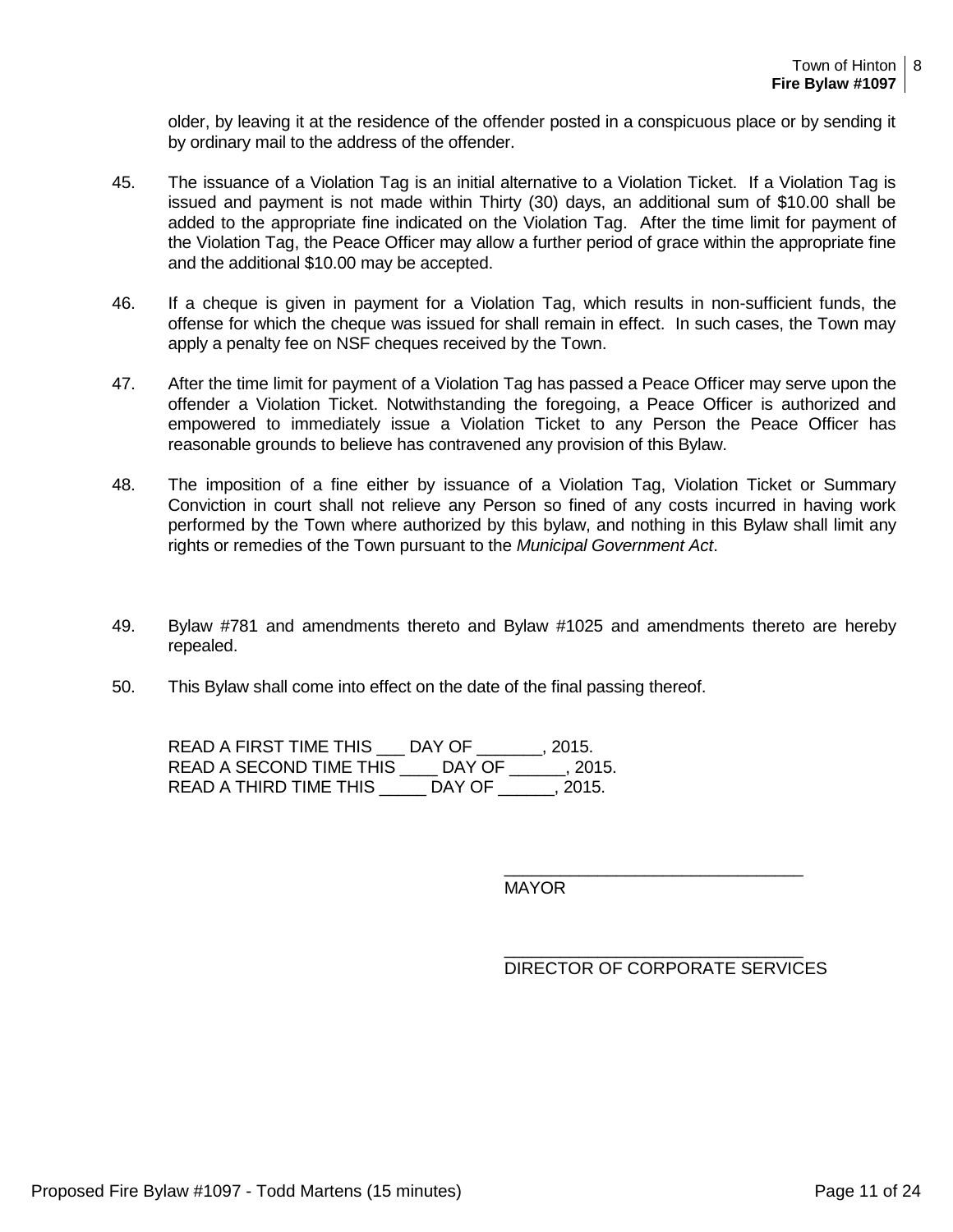older, by leaving it at the residence of the offender posted in a conspicuous place or by sending it by ordinary mail to the address of the offender.

45. The issuance of a Violation Tag is an initial alternative to a Violation Ticket. If a Violation Tag is issued and payment is not made within Thirty (30) days, an additional sum of $10.00 shall be added to the appropriate fine indicated on the Violation Tag. After the time limit for payment of the Violation Tag, the Peace Officer may allow a further period of grace within the appropriate fine and the additional $10.00 may be accepted.

46. If a cheque is given in payment for a Violation Tag, which results in non-sufficient funds, the offense for which the cheque was issued for shall remain in effect. In such cases, the Town may apply a penalty fee on NSF cheques received by the Town.

47. After the time limit for payment of a Violation Tag has passed a Peace Officer may serve upon the offender a Violation Ticket. Notwithstanding the foregoing, a Peace Officer is authorized and empowered to immediately issue a Violation Ticket to any Person the Peace Officer has reasonable grounds to believe has contravened any provision of this Bylaw.

48. The imposition of a fine either by issuance of a Violation Tag, Violation Ticket or Summary Conviction in court shall not relieve any Person so fined of any costs incurred in having work performed by the Town where authorized by this bylaw, and nothing in this Bylaw shall limit any rights or remedies of the Town pursuant to the *Municipal Government Act*.

49. Bylaw #781 and amendments thereto and Bylaw #1025 and amendments thereto are hereby repealed.

50. This Bylaw shall come into effect on the date of the final passing thereof.

READ A FIRST TIME THIS ___ DAY OF _______, 2015.
READ A SECOND TIME THIS ____ DAY OF ______, 2015.
READ A THIRD TIME THIS _____ DAY OF ______, 2015.

_______________________________
MAYOR

_______________________________
DIRECTOR OF CORPORATE SERVICES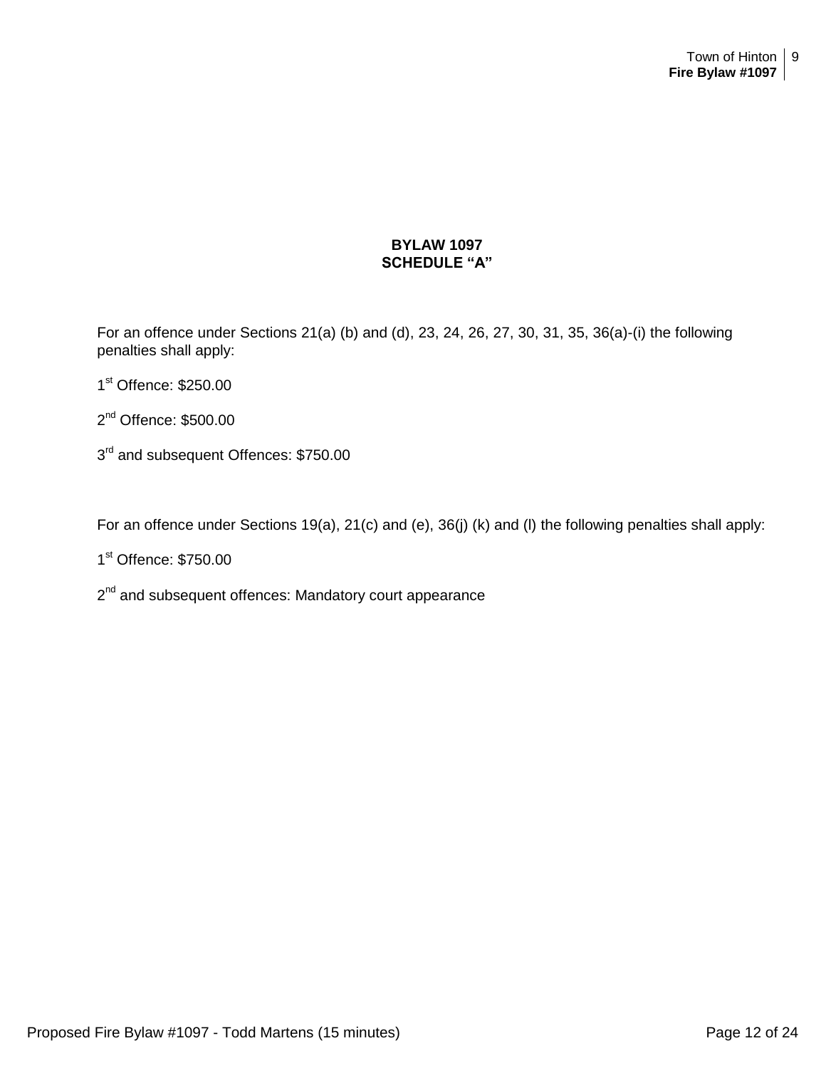# BYLAW 1097
## SCHEDULE “A”

For an offence under Sections 21(a) (b) and (d), 23, 24, 26, 27, 30, 31, 35, 36(a)-(i) the following penalties shall apply:

1st Offence: $250.00

2nd Offence: $500.00

3rd and subsequent Offences: $750.00

For an offence under Sections 19(a), 21(c) and (e), 36(j) (k) and (l) the following penalties shall apply:

1st Offence: $750.00

2nd and subsequent offences: Mandatory court appearance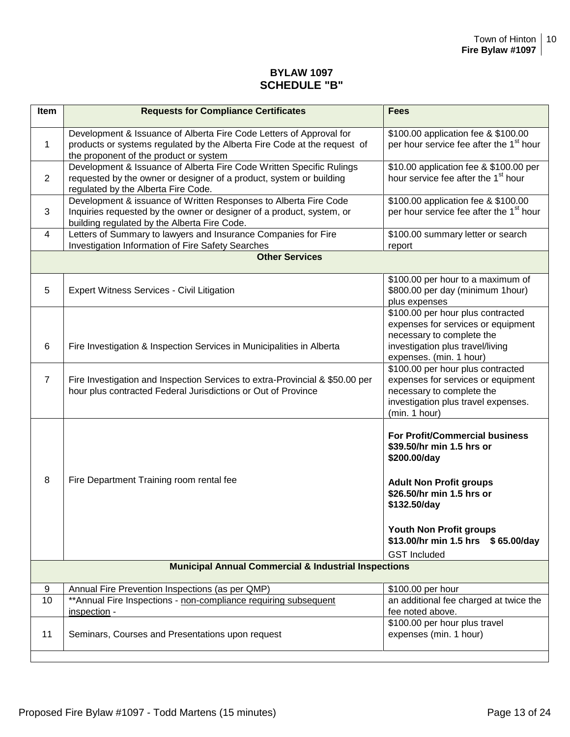## BYLAW 1097
## SCHEDULE "B"

| Item | Requests for Compliance Certificates | Fees |
|---|---|---|
| 1 | Development & Issuance of Alberta Fire Code Letters of Approval for products or systems regulated by the Alberta Fire Code at the request of the proponent of the product or system | \$100.00 application fee & \$100.00 per hour service fee after the 1st hour |
| 2 | Development & Issuance of Alberta Fire Code Written Specific Rulings requested by the owner or designer of a product, system or building regulated by the Alberta Fire Code. | \$10.00 application fee & \$100.00 per hour service fee after the 1st hour |
| 3 | Development & issuance of Written Responses to Alberta Fire Code Inquiries requested by the owner or designer of a product, system, or building regulated by the Alberta Fire Code. | \$100.00 application fee & \$100.00 per hour service fee after the 1st hour |
| 4 | Letters of Summary to lawyers and Insurance Companies for Fire Investigation Information of Fire Safety Searches | \$100.00 summary letter or search report |
| | **Other Services** | |
| 5 | Expert Witness Services - Civil Litigation | \$100.00 per hour to a maximum of \$800.00 per day (minimum 1hour) plus expenses |
| 6 | Fire Investigation & Inspection Services in Municipalities in Alberta | \$100.00 per hour plus contracted expenses for services or equipment necessary to complete the investigation plus travel/living expenses. (min. 1 hour) |
| 7 | Fire Investigation and Inspection Services to extra-Provincial & \$50.00 per hour plus contracted Federal Jurisdictions or Out of Province | \$100.00 per hour plus contracted expenses for services or equipment necessary to complete the investigation plus travel expenses. (min. 1 hour) |
| 8 | Fire Department Training room rental fee | **For Profit/Commercial business \$39.50/hr min 1.5 hrs or \$200.00/day** <br> **Adult Non Profit groups \$26.50/hr min 1.5 hrs or \$132.50/day** <br> **Youth Non Profit groups \$13.00/hr min 1.5 hrs \$ 65.00/day** <br> GST Included |
| | **Municipal Annual Commercial & Industrial Inspections** | |
| 9 | Annual Fire Prevention Inspections (as per QMP) | \$100.00 per hour |
| 10 | **Annual Fire Inspections - non-compliance requiring subsequent inspection - | an additional fee charged at twice the fee noted above. |
| 11 | Seminars, Courses and Presentations upon request | \$100.00 per hour plus travel expenses (min. 1 hour) |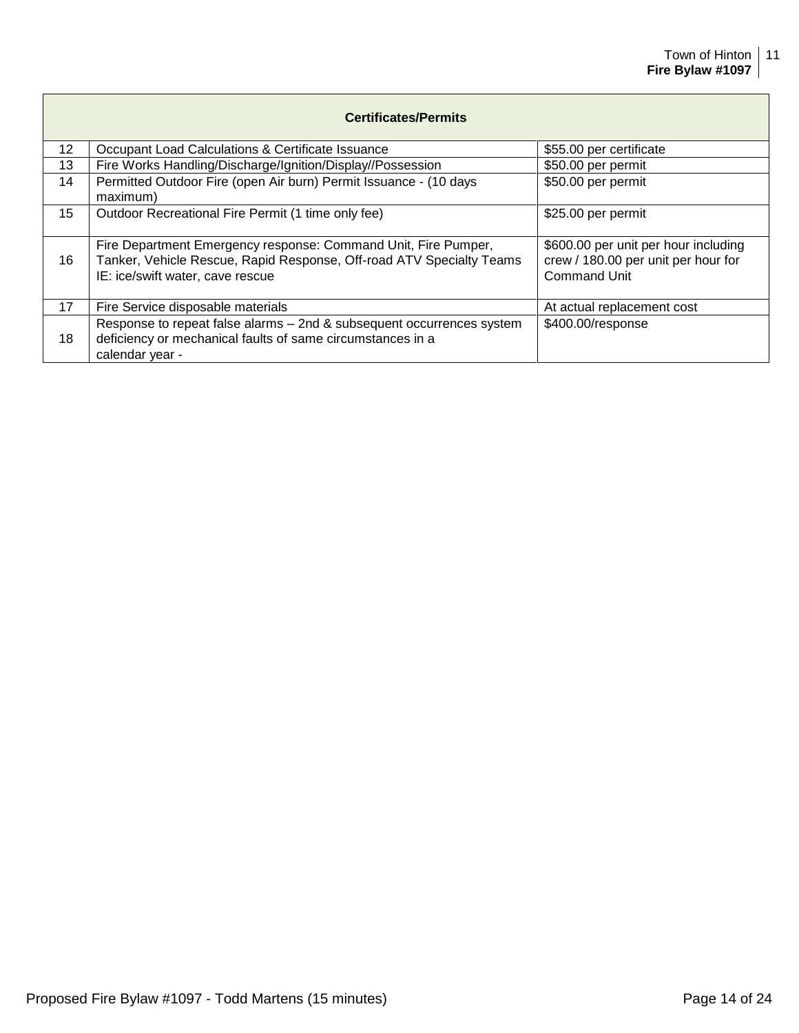| Certificates/Permits | | |
|---|---|---|
| 12 | Occupant Load Calculations & Certificate Issuance | $55.00 per certificate |
| 13 | Fire Works Handling/Discharge/Ignition/Display//Possession | $50.00 per permit |
| 14 | Permitted Outdoor Fire (open Air burn) Permit Issuance - (10 days maximum) | $50.00 per permit |
| 15 | Outdoor Recreational Fire Permit (1 time only fee) | $25.00 per permit |
| 16 | Fire Department Emergency response: Command Unit, Fire Pumper, Tanker, Vehicle Rescue, Rapid Response, Off-road ATV Specialty Teams IE: ice/swift water, cave rescue | $600.00 per unit per hour including crew / 180.00 per unit per hour for Command Unit |
| 17 | Fire Service disposable materials | At actual replacement cost |
| 18 | Response to repeat false alarms – 2nd & subsequent occurrences system deficiency or mechanical faults of same circumstances in a calendar year - | $400.00/response |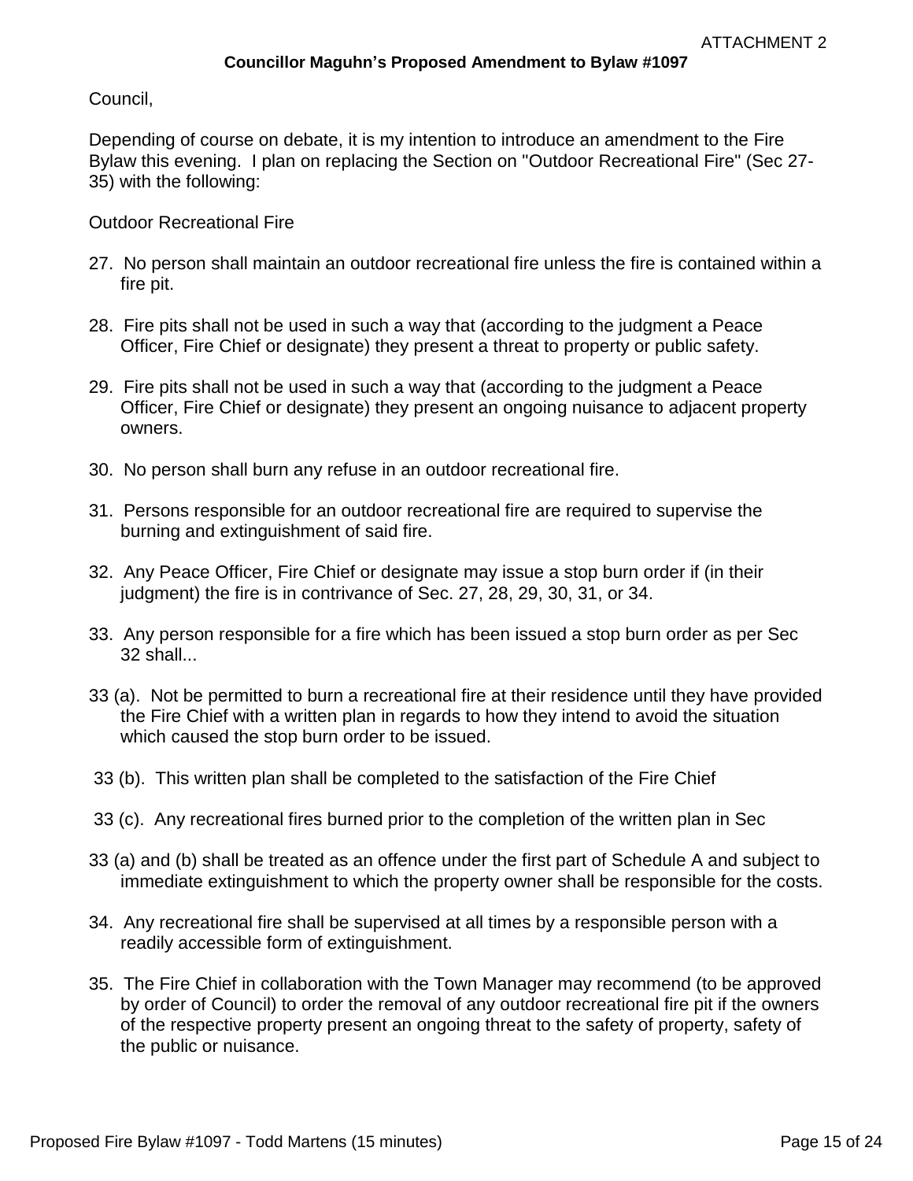ATTACHMENT 2

**Councillor Maguhn's Proposed Amendment to Bylaw #1097**

Council,

Depending of course on debate, it is my intention to introduce an amendment to the Fire Bylaw this evening. I plan on replacing the Section on "Outdoor Recreational Fire" (Sec 27-35) with the following:

Outdoor Recreational Fire

27. No person shall maintain an outdoor recreational fire unless the fire is contained within a fire pit.

28. Fire pits shall not be used in such a way that (according to the judgment a Peace Officer, Fire Chief or designate) they present a threat to property or public safety.

29. Fire pits shall not be used in such a way that (according to the judgment a Peace Officer, Fire Chief or designate) they present an ongoing nuisance to adjacent property owners.

30. No person shall burn any refuse in an outdoor recreational fire.

31. Persons responsible for an outdoor recreational fire are required to supervise the burning and extinguishment of said fire.

32. Any Peace Officer, Fire Chief or designate may issue a stop burn order if (in their judgment) the fire is in contrivance of Sec. 27, 28, 29, 30, 31, or 34.

33. Any person responsible for a fire which has been issued a stop burn order as per Sec 32 shall...

33 (a). Not be permitted to burn a recreational fire at their residence until they have provided the Fire Chief with a written plan in regards to how they intend to avoid the situation which caused the stop burn order to be issued.

33 (b). This written plan shall be completed to the satisfaction of the Fire Chief

33 (c). Any recreational fires burned prior to the completion of the written plan in Sec

33 (a) and (b) shall be treated as an offence under the first part of Schedule A and subject to immediate extinguishment to which the property owner shall be responsible for the costs.

34. Any recreational fire shall be supervised at all times by a responsible person with a readily accessible form of extinguishment.

35. The Fire Chief in collaboration with the Town Manager may recommend (to be approved by order of Council) to order the removal of any outdoor recreational fire pit if the owners of the respective property present an ongoing threat to the safety of property, safety of the public or nuisance.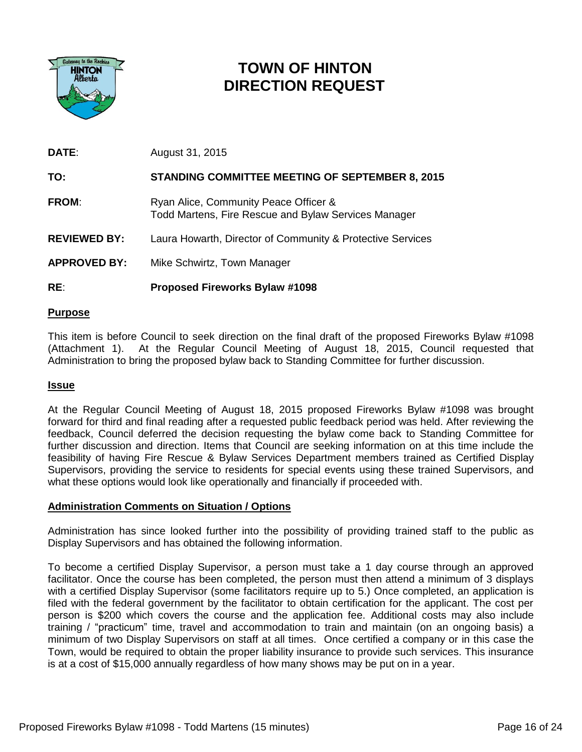# TOWN OF HINTON
# DIRECTION REQUEST

| | |
|---|---|
| **DATE**: | August 31, 2015 |
| **TO:** | **STANDING COMMITTEE MEETING OF SEPTEMBER 8, 2015** |
| **FROM**: | Ryan Alice, Community Peace Officer & Todd Martens, Fire Rescue and Bylaw Services Manager |
| **REVIEWED BY:** | Laura Howarth, Director of Community & Protective Services |
| **APPROVED BY:** | Mike Schwirtz, Town Manager |
| **RE**: | **Proposed Fireworks Bylaw #1098** |

## Purpose

This item is before Council to seek direction on the final draft of the proposed Fireworks Bylaw #1098 (Attachment 1). At the Regular Council Meeting of August 18, 2015, Council requested that Administration to bring the proposed bylaw back to Standing Committee for further discussion.

## Issue

At the Regular Council Meeting of August 18, 2015 proposed Fireworks Bylaw #1098 was brought forward for third and final reading after a requested public feedback period was held. After reviewing the feedback, Council deferred the decision requesting the bylaw come back to Standing Committee for further discussion and direction. Items that Council are seeking information on at this time include the feasibility of having Fire Rescue & Bylaw Services Department members trained as Certified Display Supervisors, providing the service to residents for special events using these trained Supervisors, and what these options would look like operationally and financially if proceeded with.

## Administration Comments on Situation / Options

Administration has since looked further into the possibility of providing trained staff to the public as Display Supervisors and has obtained the following information.

To become a certified Display Supervisor, a person must take a 1 day course through an approved facilitator. Once the course has been completed, the person must then attend a minimum of 3 displays with a certified Display Supervisor (some facilitators require up to 5.) Once completed, an application is filed with the federal government by the facilitator to obtain certification for the applicant. The cost per person is $200 which covers the course and the application fee. Additional costs may also include training / "practicum" time, travel and accommodation to train and maintain (on an ongoing basis) a minimum of two Display Supervisors on staff at all times. Once certified a company or in this case the Town, would be required to obtain the proper liability insurance to provide such services. This insurance is at a cost of $15,000 annually regardless of how many shows may be put on in a year.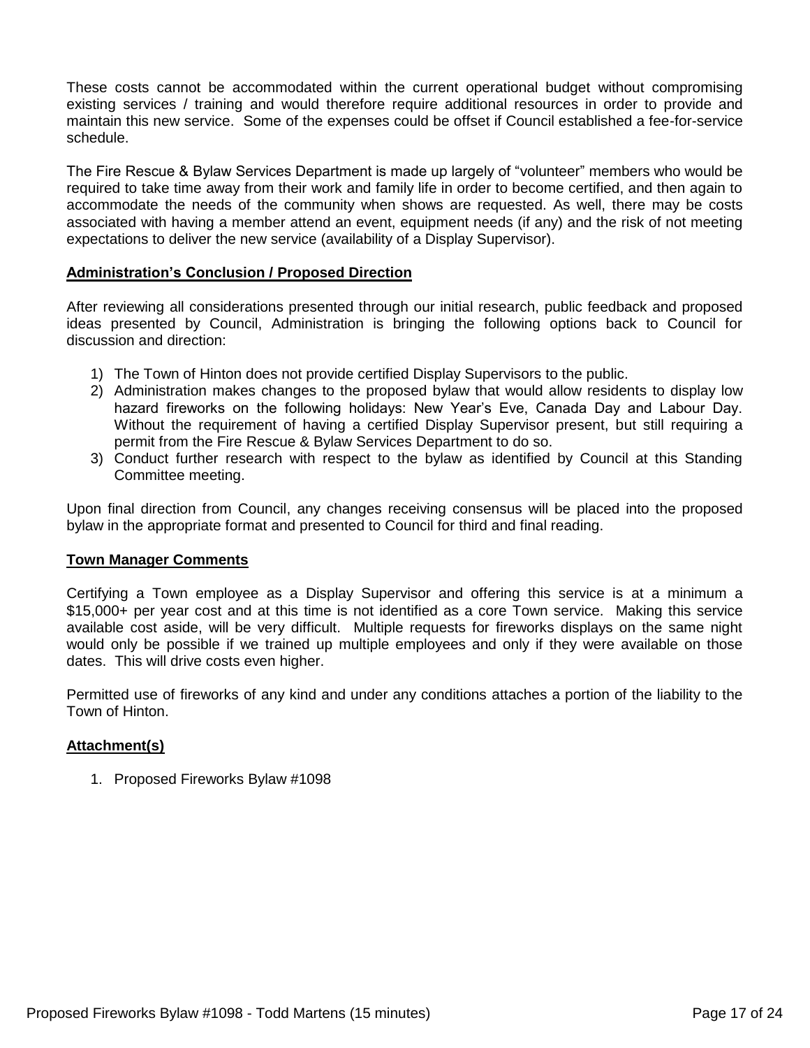These costs cannot be accommodated within the current operational budget without compromising existing services / training and would therefore require additional resources in order to provide and maintain this new service. Some of the expenses could be offset if Council established a fee-for-service schedule.

The Fire Rescue & Bylaw Services Department is made up largely of "volunteer" members who would be required to take time away from their work and family life in order to become certified, and then again to accommodate the needs of the community when shows are requested. As well, there may be costs associated with having a member attend an event, equipment needs (if any) and the risk of not meeting expectations to deliver the new service (availability of a Display Supervisor).

## Administration's Conclusion / Proposed Direction

After reviewing all considerations presented through our initial research, public feedback and proposed ideas presented by Council, Administration is bringing the following options back to Council for discussion and direction:

1) The Town of Hinton does not provide certified Display Supervisors to the public.
2) Administration makes changes to the proposed bylaw that would allow residents to display low hazard fireworks on the following holidays: New Year's Eve, Canada Day and Labour Day. Without the requirement of having a certified Display Supervisor present, but still requiring a permit from the Fire Rescue & Bylaw Services Department to do so.
3) Conduct further research with respect to the bylaw as identified by Council at this Standing Committee meeting.

Upon final direction from Council, any changes receiving consensus will be placed into the proposed bylaw in the appropriate format and presented to Council for third and final reading.

## Town Manager Comments

Certifying a Town employee as a Display Supervisor and offering this service is at a minimum a $15,000+ per year cost and at this time is not identified as a core Town service. Making this service available cost aside, will be very difficult. Multiple requests for fireworks displays on the same night would only be possible if we trained up multiple employees and only if they were available on those dates. This will drive costs even higher.

Permitted use of fireworks of any kind and under any conditions attaches a portion of the liability to the Town of Hinton.

## Attachment(s)

1. Proposed Fireworks Bylaw #1098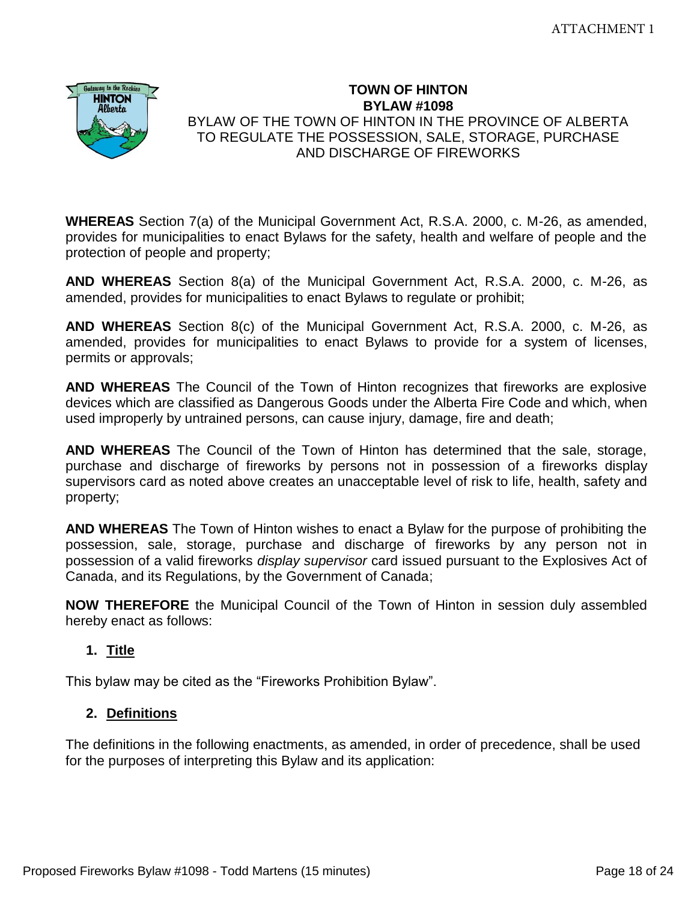ATTACHMENT 1

# TOWN OF HINTON
## BYLAW #1098

BYLAW OF THE TOWN OF HINTON IN THE PROVINCE OF ALBERTA TO REGULATE THE POSSESSION, SALE, STORAGE, PURCHASE AND DISCHARGE OF FIREWORKS

**WHEREAS** Section 7(a) of the Municipal Government Act, R.S.A. 2000, c. M-26, as amended, provides for municipalities to enact Bylaws for the safety, health and welfare of people and the protection of people and property;

**AND WHEREAS** Section 8(a) of the Municipal Government Act, R.S.A. 2000, c. M-26, as amended, provides for municipalities to enact Bylaws to regulate or prohibit;

**AND WHEREAS** Section 8(c) of the Municipal Government Act, R.S.A. 2000, c. M-26, as amended, provides for municipalities to enact Bylaws to provide for a system of licenses, permits or approvals;

**AND WHEREAS** The Council of the Town of Hinton recognizes that fireworks are explosive devices which are classified as Dangerous Goods under the Alberta Fire Code and which, when used improperly by untrained persons, can cause injury, damage, fire and death;

**AND WHEREAS** The Council of the Town of Hinton has determined that the sale, storage, purchase and discharge of fireworks by persons not in possession of a fireworks display supervisors card as noted above creates an unacceptable level of risk to life, health, safety and property;

**AND WHEREAS** The Town of Hinton wishes to enact a Bylaw for the purpose of prohibiting the possession, sale, storage, purchase and discharge of fireworks by any person not in possession of a valid fireworks *display supervisor* card issued pursuant to the Explosives Act of Canada, and its Regulations, by the Government of Canada;

**NOW THEREFORE** the Municipal Council of the Town of Hinton in session duly assembled hereby enact as follows:

### 1. Title

This bylaw may be cited as the "Fireworks Prohibition Bylaw".

### 2. Definitions

The definitions in the following enactments, as amended, in order of precedence, shall be used for the purposes of interpreting this Bylaw and its application: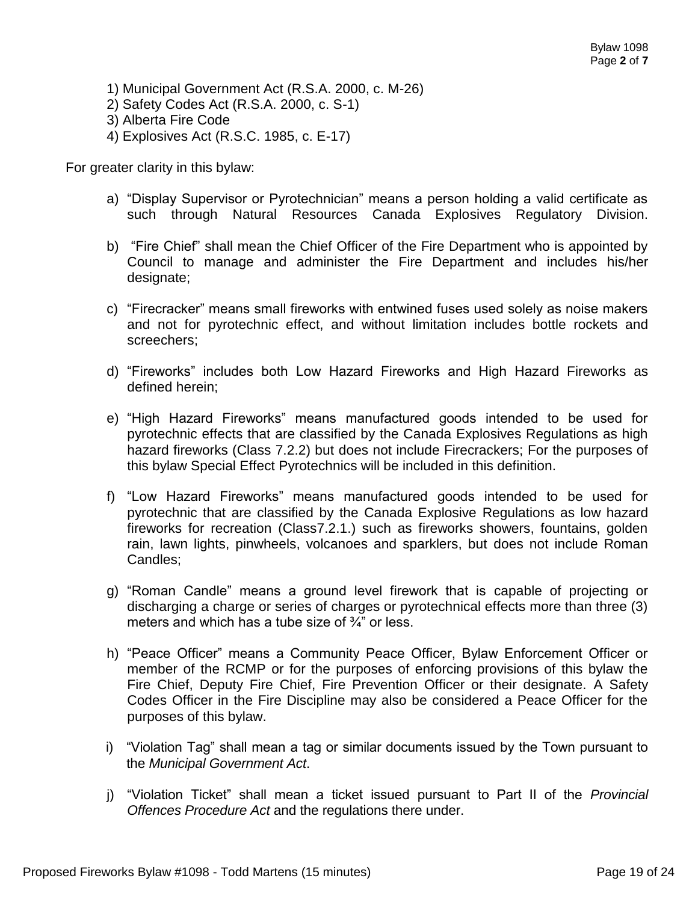1) Municipal Government Act (R.S.A. 2000, c. M-26)
2) Safety Codes Act (R.S.A. 2000, c. S-1)
3) Alberta Fire Code
4) Explosives Act (R.S.C. 1985, c. E-17)

For greater clarity in this bylaw:

a) "Display Supervisor or Pyrotechnician" means a person holding a valid certificate as such through Natural Resources Canada Explosives Regulatory Division.

b) "Fire Chief" shall mean the Chief Officer of the Fire Department who is appointed by Council to manage and administer the Fire Department and includes his/her designate;

c) "Firecracker" means small fireworks with entwined fuses used solely as noise makers and not for pyrotechnic effect, and without limitation includes bottle rockets and screechers;

d) "Fireworks" includes both Low Hazard Fireworks and High Hazard Fireworks as defined herein;

e) "High Hazard Fireworks" means manufactured goods intended to be used for pyrotechnic effects that are classified by the Canada Explosives Regulations as high hazard fireworks (Class 7.2.2) but does not include Firecrackers; For the purposes of this bylaw Special Effect Pyrotechnics will be included in this definition.

f) "Low Hazard Fireworks" means manufactured goods intended to be used for pyrotechnic that are classified by the Canada Explosive Regulations as low hazard fireworks for recreation (Class7.2.1.) such as fireworks showers, fountains, golden rain, lawn lights, pinwheels, volcanoes and sparklers, but does not include Roman Candles;

g) "Roman Candle" means a ground level firework that is capable of projecting or discharging a charge or series of charges or pyrotechnical effects more than three (3) meters and which has a tube size of ¾" or less.

h) "Peace Officer" means a Community Peace Officer, Bylaw Enforcement Officer or member of the RCMP or for the purposes of enforcing provisions of this bylaw the Fire Chief, Deputy Fire Chief, Fire Prevention Officer or their designate. A Safety Codes Officer in the Fire Discipline may also be considered a Peace Officer for the purposes of this bylaw.

i) "Violation Tag" shall mean a tag or similar documents issued by the Town pursuant to the *Municipal Government Act*.

j) "Violation Ticket" shall mean a ticket issued pursuant to Part II of the *Provincial Offences Procedure Act* and the regulations there under.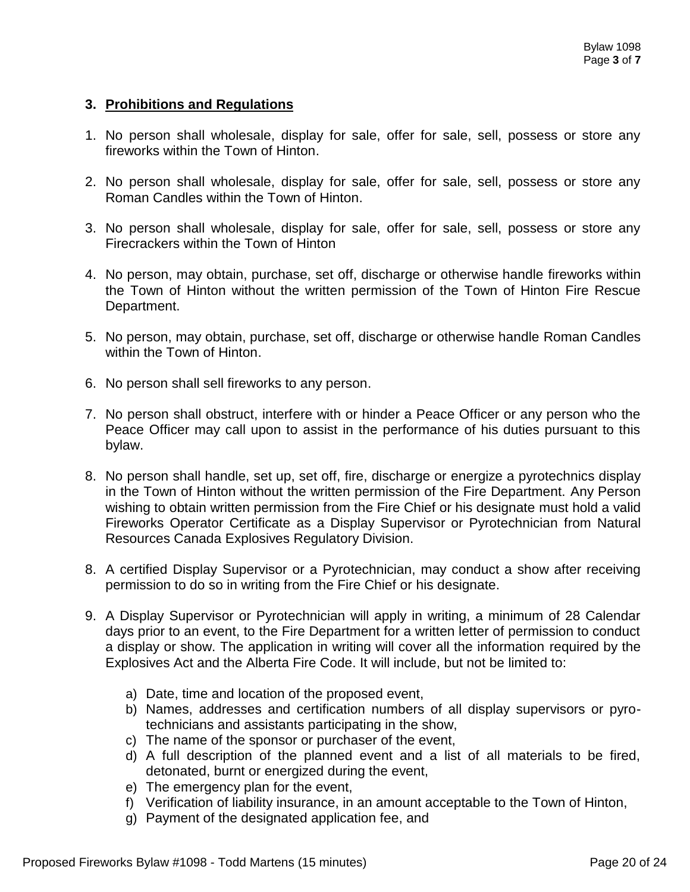## 3. **Prohibitions and Regulations**

1. No person shall wholesale, display for sale, offer for sale, sell, possess or store any fireworks within the Town of Hinton.

2. No person shall wholesale, display for sale, offer for sale, sell, possess or store any Roman Candles within the Town of Hinton.

3. No person shall wholesale, display for sale, offer for sale, sell, possess or store any Firecrackers within the Town of Hinton

4. No person, may obtain, purchase, set off, discharge or otherwise handle fireworks within the Town of Hinton without the written permission of the Town of Hinton Fire Rescue Department.

5. No person, may obtain, purchase, set off, discharge or otherwise handle Roman Candles within the Town of Hinton.

6. No person shall sell fireworks to any person.

7. No person shall obstruct, interfere with or hinder a Peace Officer or any person who the Peace Officer may call upon to assist in the performance of his duties pursuant to this bylaw.

8. No person shall handle, set up, set off, fire, discharge or energize a pyrotechnics display in the Town of Hinton without the written permission of the Fire Department. Any Person wishing to obtain written permission from the Fire Chief or his designate must hold a valid Fireworks Operator Certificate as a Display Supervisor or Pyrotechnician from Natural Resources Canada Explosives Regulatory Division.

8. A certified Display Supervisor or a Pyrotechnician, may conduct a show after receiving permission to do so in writing from the Fire Chief or his designate.

9. A Display Supervisor or Pyrotechnician will apply in writing, a minimum of 28 Calendar days prior to an event, to the Fire Department for a written letter of permission to conduct a display or show. The application in writing will cover all the information required by the Explosives Act and the Alberta Fire Code. It will include, but not be limited to:

    a) Date, time and location of the proposed event,
    b) Names, addresses and certification numbers of all display supervisors or pyro-technicians and assistants participating in the show,
    c) The name of the sponsor or purchaser of the event,
    d) A full description of the planned event and a list of all materials to be fired, detonated, burnt or energized during the event,
    e) The emergency plan for the event,
    f) Verification of liability insurance, in an amount acceptable to the Town of Hinton,
    g) Payment of the designated application fee, and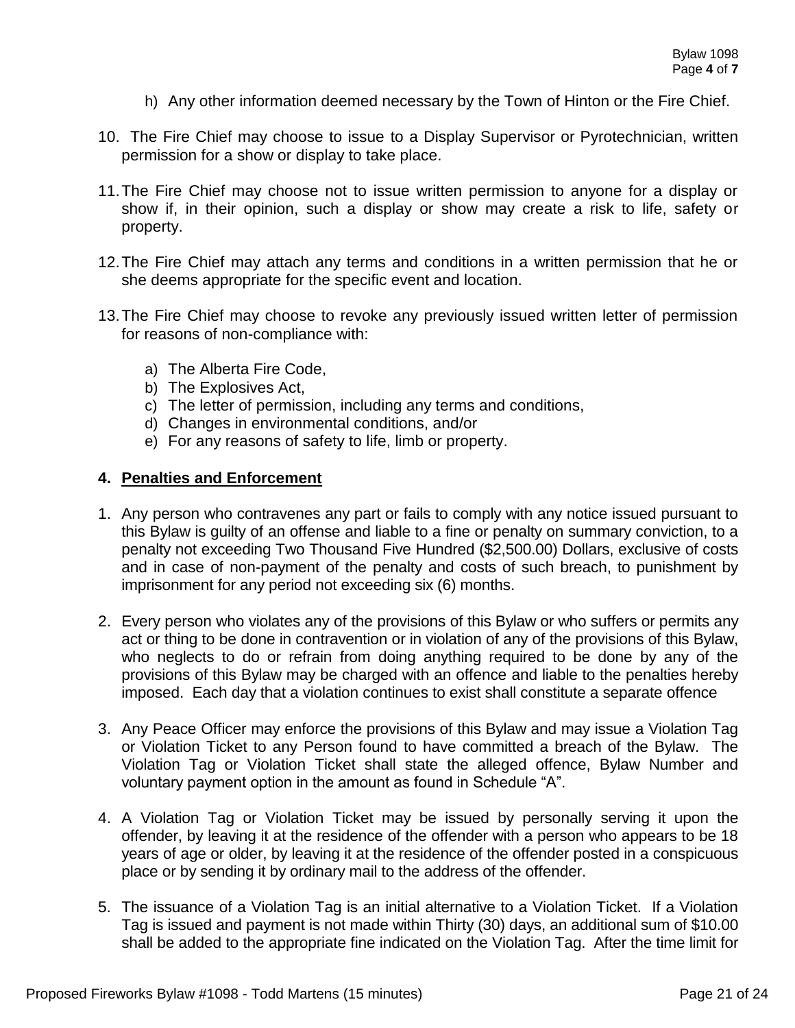h) Any other information deemed necessary by the Town of Hinton or the Fire Chief.

10. The Fire Chief may choose to issue to a Display Supervisor or Pyrotechnician, written permission for a show or display to take place.

11. The Fire Chief may choose not to issue written permission to anyone for a display or show if, in their opinion, such a display or show may create a risk to life, safety or property.

12. The Fire Chief may attach any terms and conditions in a written permission that he or she deems appropriate for the specific event and location.

13. The Fire Chief may choose to revoke any previously issued written letter of permission for reasons of non-compliance with:

    a) The Alberta Fire Code,
    b) The Explosives Act,
    c) The letter of permission, including any terms and conditions,
    d) Changes in environmental conditions, and/or
    e) For any reasons of safety to life, limb or property.

## 4. Penalties and Enforcement

1. Any person who contravenes any part or fails to comply with any notice issued pursuant to this Bylaw is guilty of an offense and liable to a fine or penalty on summary conviction, to a penalty not exceeding Two Thousand Five Hundred ($2,500.00) Dollars, exclusive of costs and in case of non-payment of the penalty and costs of such breach, to punishment by imprisonment for any period not exceeding six (6) months.

2. Every person who violates any of the provisions of this Bylaw or who suffers or permits any act or thing to be done in contravention or in violation of any of the provisions of this Bylaw, who neglects to do or refrain from doing anything required to be done by any of the provisions of this Bylaw may be charged with an offence and liable to the penalties hereby imposed. Each day that a violation continues to exist shall constitute a separate offence

3. Any Peace Officer may enforce the provisions of this Bylaw and may issue a Violation Tag or Violation Ticket to any Person found to have committed a breach of the Bylaw. The Violation Tag or Violation Ticket shall state the alleged offence, Bylaw Number and voluntary payment option in the amount as found in Schedule "A".

4. A Violation Tag or Violation Ticket may be issued by personally serving it upon the offender, by leaving it at the residence of the offender with a person who appears to be 18 years of age or older, by leaving it at the residence of the offender posted in a conspicuous place or by sending it by ordinary mail to the address of the offender.

5. The issuance of a Violation Tag is an initial alternative to a Violation Ticket. If a Violation Tag is issued and payment is not made within Thirty (30) days, an additional sum of $10.00 shall be added to the appropriate fine indicated on the Violation Tag. After the time limit for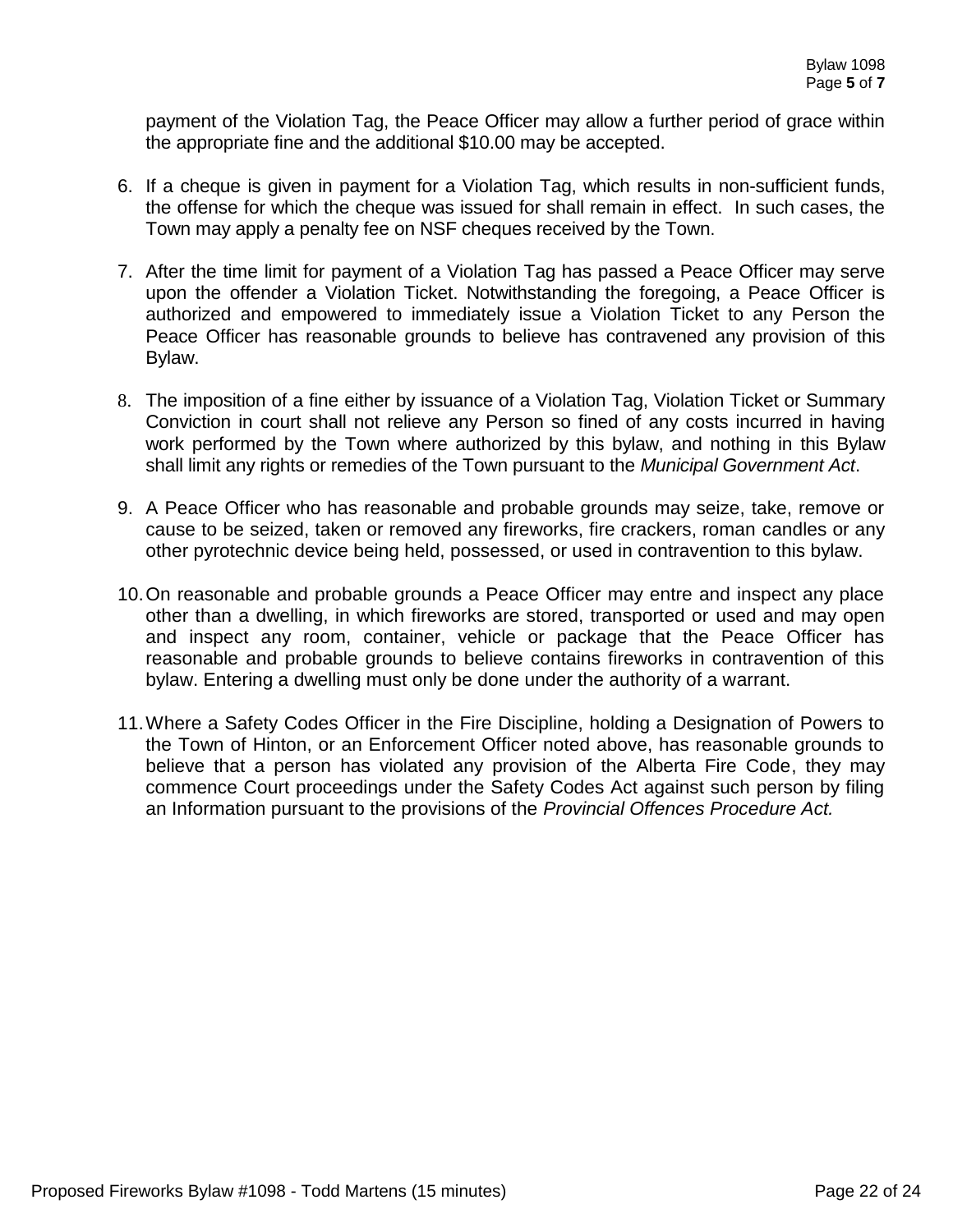payment of the Violation Tag, the Peace Officer may allow a further period of grace within the appropriate fine and the additional $10.00 may be accepted.

6. If a cheque is given in payment for a Violation Tag, which results in non-sufficient funds, the offense for which the cheque was issued for shall remain in effect. In such cases, the Town may apply a penalty fee on NSF cheques received by the Town.

7. After the time limit for payment of a Violation Tag has passed a Peace Officer may serve upon the offender a Violation Ticket. Notwithstanding the foregoing, a Peace Officer is authorized and empowered to immediately issue a Violation Ticket to any Person the Peace Officer has reasonable grounds to believe has contravened any provision of this Bylaw.

8. The imposition of a fine either by issuance of a Violation Tag, Violation Ticket or Summary Conviction in court shall not relieve any Person so fined of any costs incurred in having work performed by the Town where authorized by this bylaw, and nothing in this Bylaw shall limit any rights or remedies of the Town pursuant to the *Municipal Government Act*.

9. A Peace Officer who has reasonable and probable grounds may seize, take, remove or cause to be seized, taken or removed any fireworks, fire crackers, roman candles or any other pyrotechnic device being held, possessed, or used in contravention to this bylaw.

10. On reasonable and probable grounds a Peace Officer may entre and inspect any place other than a dwelling, in which fireworks are stored, transported or used and may open and inspect any room, container, vehicle or package that the Peace Officer has reasonable and probable grounds to believe contains fireworks in contravention of this bylaw. Entering a dwelling must only be done under the authority of a warrant.

11. Where a Safety Codes Officer in the Fire Discipline, holding a Designation of Powers to the Town of Hinton, or an Enforcement Officer noted above, has reasonable grounds to believe that a person has violated any provision of the Alberta Fire Code, they may commence Court proceedings under the Safety Codes Act against such person by filing an Information pursuant to the provisions of the *Provincial Offences Procedure Act.*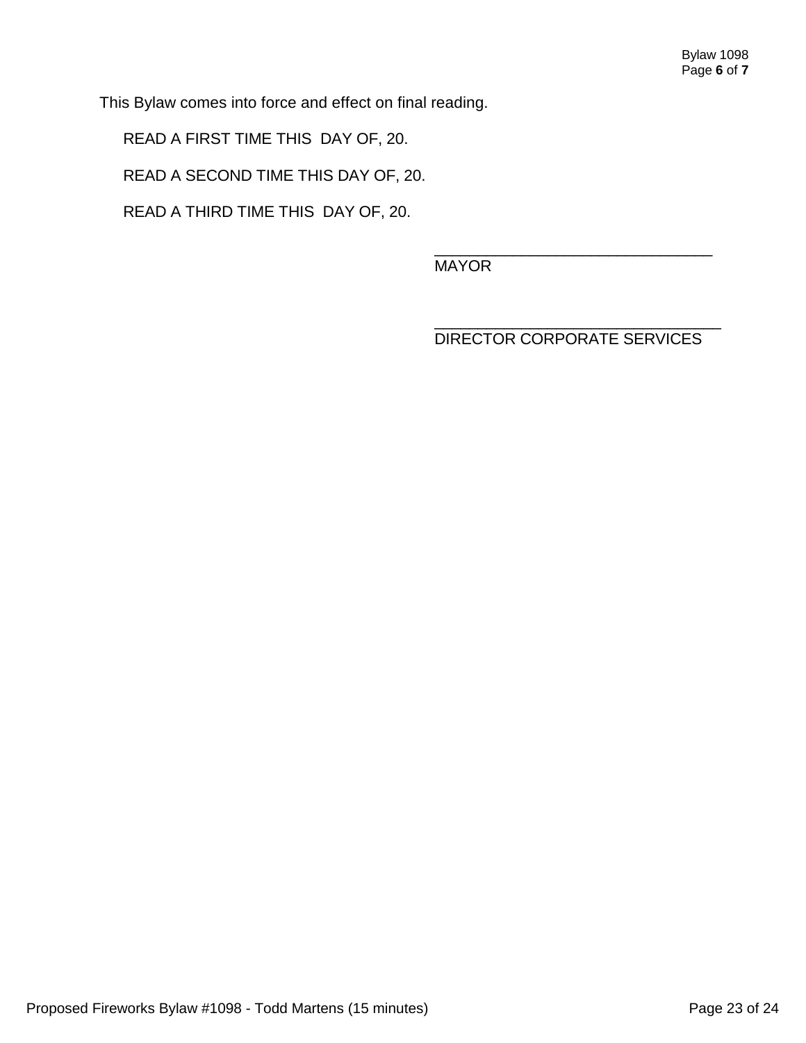This Bylaw comes into force and effect on final reading.

READ A FIRST TIME THIS  DAY OF, 20.

READ A SECOND TIME THIS DAY OF, 20.

READ A THIRD TIME THIS  DAY OF, 20.

________________________________
MAYOR

_________________________________
DIRECTOR CORPORATE SERVICES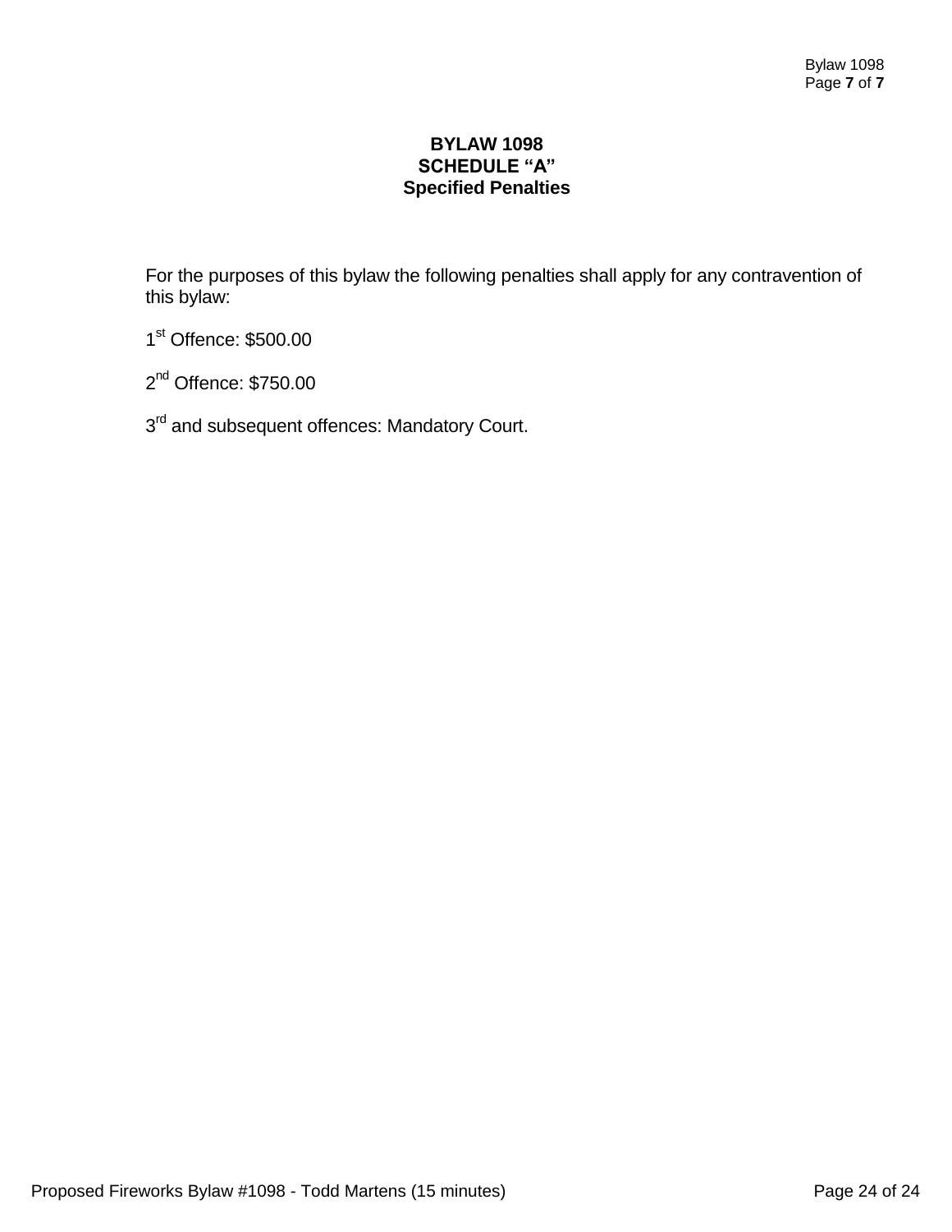# BYLAW 1098
## SCHEDULE "A"
## Specified Penalties

For the purposes of this bylaw the following penalties shall apply for any contravention of this bylaw:

1st Offence: $500.00

2nd Offence: $750.00

3rd and subsequent offences: Mandatory Court.